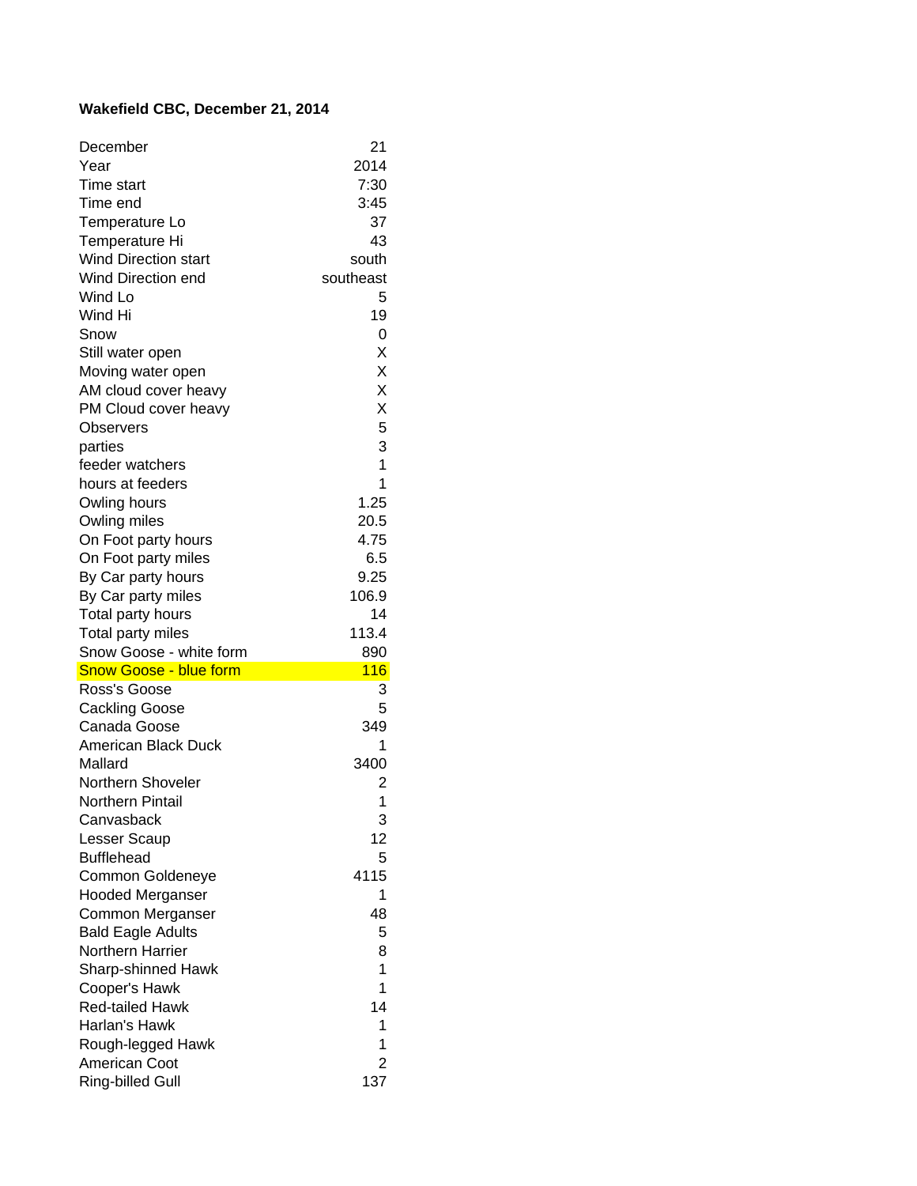**Wakefield CBC, December 21, 2014**

| | |
|---|---|
| December | 21 |
| Year | 2014 |
| Time start | 7:30 |
| Time end | 3:45 |
| Temperature Lo | 37 |
| Temperature Hi | 43 |
| Wind Direction start | south |
| Wind Direction end | southeast |
| Wind Lo | 5 |
| Wind Hi | 19 |
| Snow | 0 |
| Still water open | X |
| Moving water open | X |
| AM cloud cover heavy | X |
| PM Cloud cover heavy | X |
| Observers | 5 |
| parties | 3 |
| feeder watchers | 1 |
| hours at feeders | 1 |
| Owling hours | 1.25 |
| Owling miles | 20.5 |
| On Foot party hours | 4.75 |
| On Foot party miles | 6.5 |
| By Car party hours | 9.25 |
| By Car party miles | 106.9 |
| Total party hours | 14 |
| Total party miles | 113.4 |
| Snow Goose - white form | 890 |
| Snow Goose - blue form | 116 |
| Ross's Goose | 3 |
| Cackling Goose | 5 |
| Canada Goose | 349 |
| American Black Duck | 1 |
| Mallard | 3400 |
| Northern Shoveler | 2 |
| Northern Pintail | 1 |
| Canvasback | 3 |
| Lesser Scaup | 12 |
| Bufflehead | 5 |
| Common Goldeneye | 4115 |
| Hooded Merganser | 1 |
| Common Merganser | 48 |
| Bald Eagle Adults | 5 |
| Northern Harrier | 8 |
| Sharp-shinned Hawk | 1 |
| Cooper's Hawk | 1 |
| Red-tailed Hawk | 14 |
| Harlan's Hawk | 1 |
| Rough-legged Hawk | 1 |
| American Coot | 2 |
| Ring-billed Gull | 137 |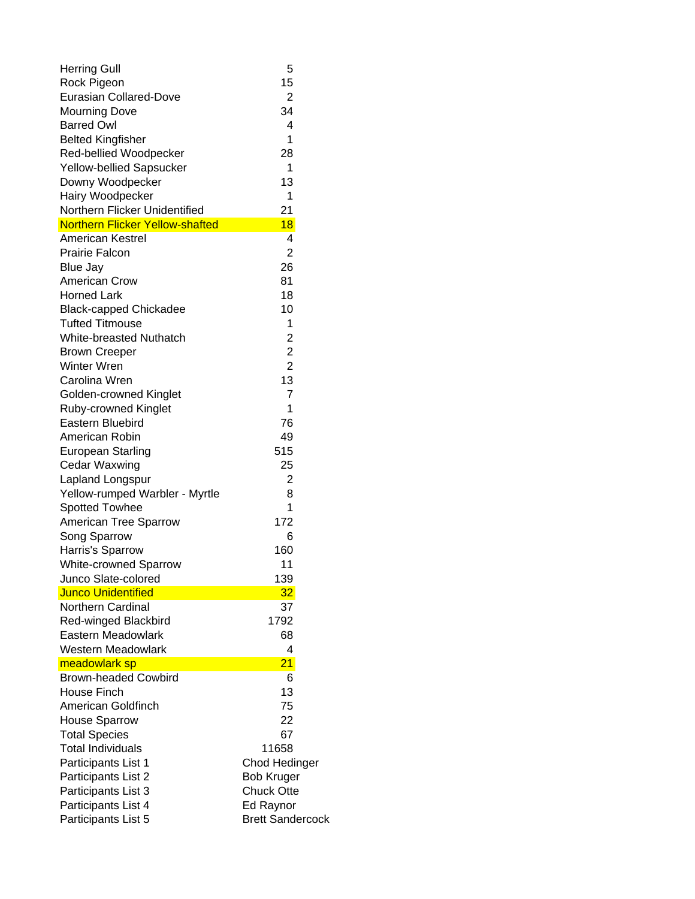| | |
|---|---|
| Herring Gull | 5 |
| Rock Pigeon | 15 |
| Eurasian Collared-Dove | 2 |
| Mourning Dove | 34 |
| Barred Owl | 4 |
| Belted Kingfisher | 1 |
| Red-bellied Woodpecker | 28 |
| Yellow-bellied Sapsucker | 1 |
| Downy Woodpecker | 13 |
| Hairy Woodpecker | 1 |
| Northern Flicker Unidentified | 21 |
| Northern Flicker Yellow-shafted | 18 |
| American Kestrel | 4 |
| Prairie Falcon | 2 |
| Blue Jay | 26 |
| American Crow | 81 |
| Horned Lark | 18 |
| Black-capped Chickadee | 10 |
| Tufted Titmouse | 1 |
| White-breasted Nuthatch | 2 |
| Brown Creeper | 2 |
| Winter Wren | 2 |
| Carolina Wren | 13 |
| Golden-crowned Kinglet | 7 |
| Ruby-crowned Kinglet | 1 |
| Eastern Bluebird | 76 |
| American Robin | 49 |
| European Starling | 515 |
| Cedar Waxwing | 25 |
| Lapland Longspur | 2 |
| Yellow-rumped Warbler - Myrtle | 8 |
| Spotted Towhee | 1 |
| American Tree Sparrow | 172 |
| Song Sparrow | 6 |
| Harris's Sparrow | 160 |
| White-crowned Sparrow | 11 |
| Junco Slate-colored | 139 |
| Junco Unidentified | 32 |
| Northern Cardinal | 37 |
| Red-winged Blackbird | 1792 |
| Eastern Meadowlark | 68 |
| Western Meadowlark | 4 |
| meadowlark sp | 21 |
| Brown-headed Cowbird | 6 |
| House Finch | 13 |
| American Goldfinch | 75 |
| House Sparrow | 22 |
| Total Species | 67 |
| Total Individuals | 11658 |
| Participants List 1 | Chod Hedinger |
| Participants List 2 | Bob Kruger |
| Participants List 3 | Chuck Otte |
| Participants List 4 | Ed Raynor |
| Participants List 5 | Brett Sandercock |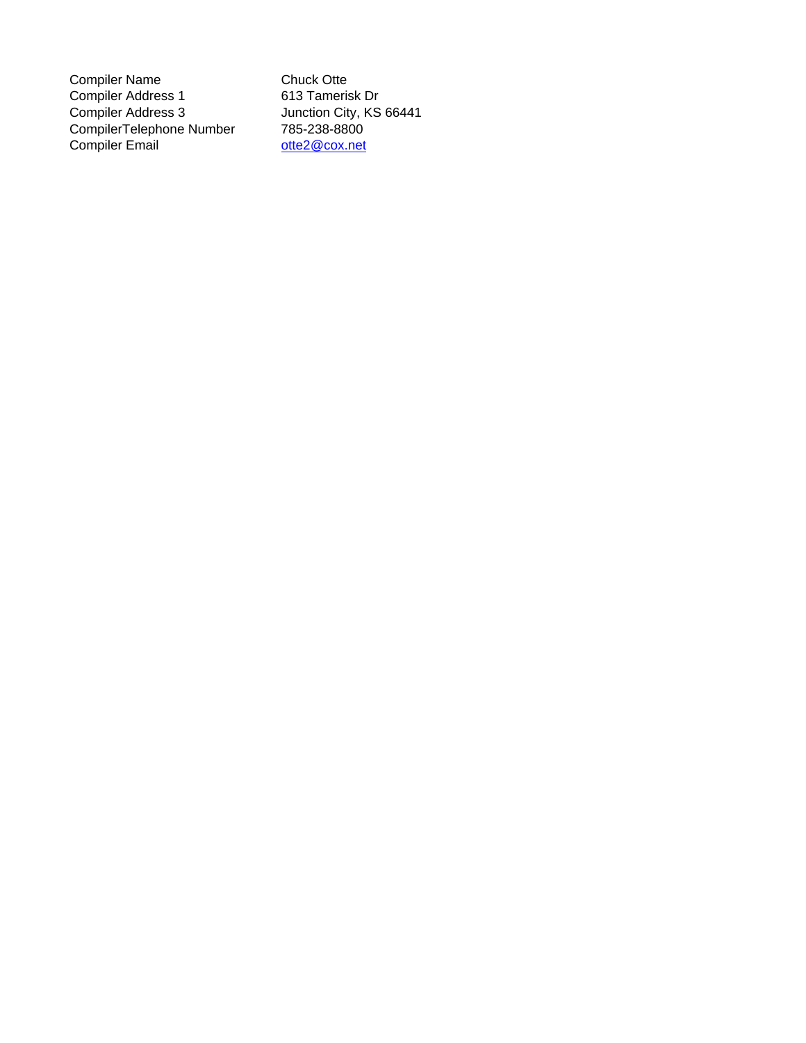| | |
|---|---|
| Compiler Name | Chuck Otte |
| Compiler Address 1 | 613 Tamerisk Dr |
| Compiler Address 3 | Junction City, KS 66441 |
| CompilerTelephone Number | 785-238-8800 |
| Compiler Email | otte2@cox.net |